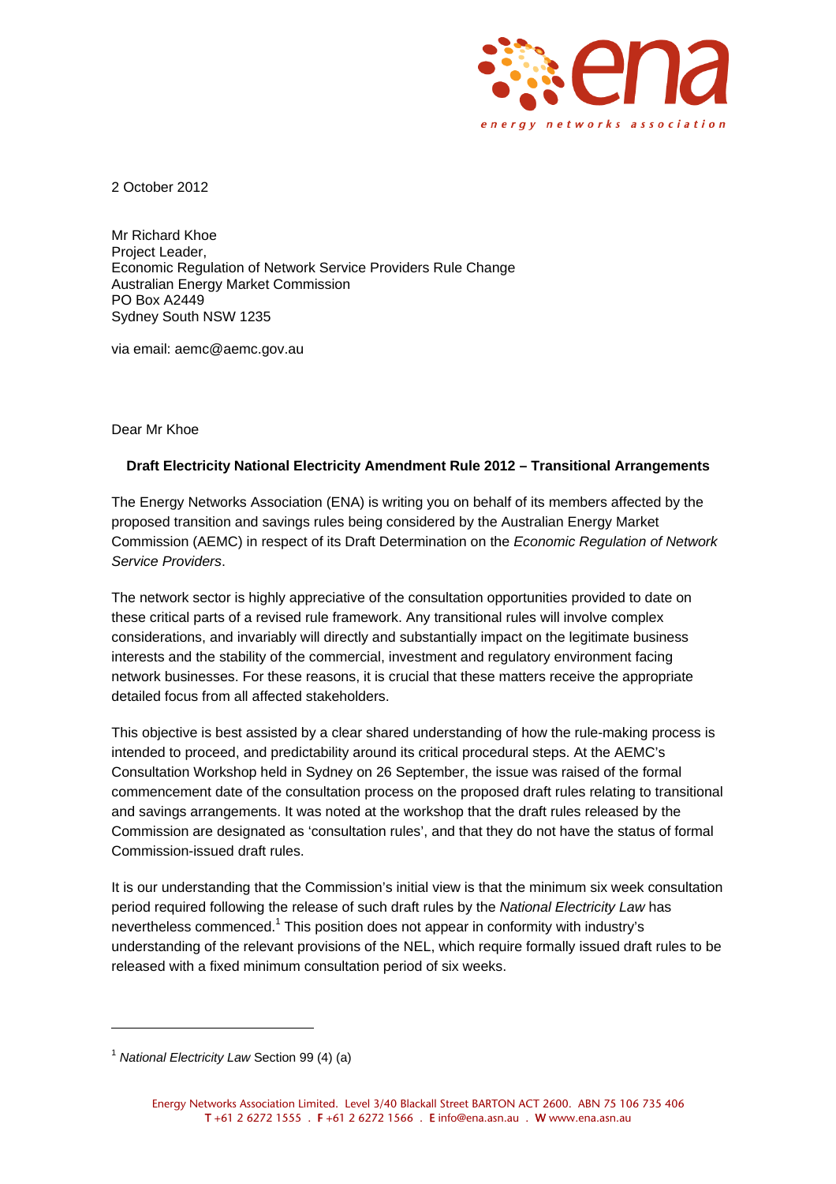2 October 2012

Mr Richard Khoe
Project Leader,
Economic Regulation of Network Service Providers Rule Change
Australian Energy Market Commission
PO Box A2449
Sydney South NSW 1235

via email: aemc@aemc.gov.au

Dear Mr Khoe

**Draft Electricity National Electricity Amendment Rule 2012 – Transitional Arrangements**

The Energy Networks Association (ENA) is writing you on behalf of its members affected by the proposed transition and savings rules being considered by the Australian Energy Market Commission (AEMC) in respect of its Draft Determination on the *Economic Regulation of Network Service Providers*.

The network sector is highly appreciative of the consultation opportunities provided to date on these critical parts of a revised rule framework. Any transitional rules will involve complex considerations, and invariably will directly and substantially impact on the legitimate business interests and the stability of the commercial, investment and regulatory environment facing network businesses. For these reasons, it is crucial that these matters receive the appropriate detailed focus from all affected stakeholders.

This objective is best assisted by a clear shared understanding of how the rule-making process is intended to proceed, and predictability around its critical procedural steps. At the AEMC's Consultation Workshop held in Sydney on 26 September, the issue was raised of the formal commencement date of the consultation process on the proposed draft rules relating to transitional and savings arrangements. It was noted at the workshop that the draft rules released by the Commission are designated as 'consultation rules', and that they do not have the status of formal Commission-issued draft rules.

It is our understanding that the Commission's initial view is that the minimum six week consultation period required following the release of such draft rules by the *National Electricity Law* has nevertheless commenced.[1] This position does not appear in conformity with industry's understanding of the relevant provisions of the NEL, which require formally issued draft rules to be released with a fixed minimum consultation period of six weeks.

[1] *National Electricity Law* Section 99 (4) (a)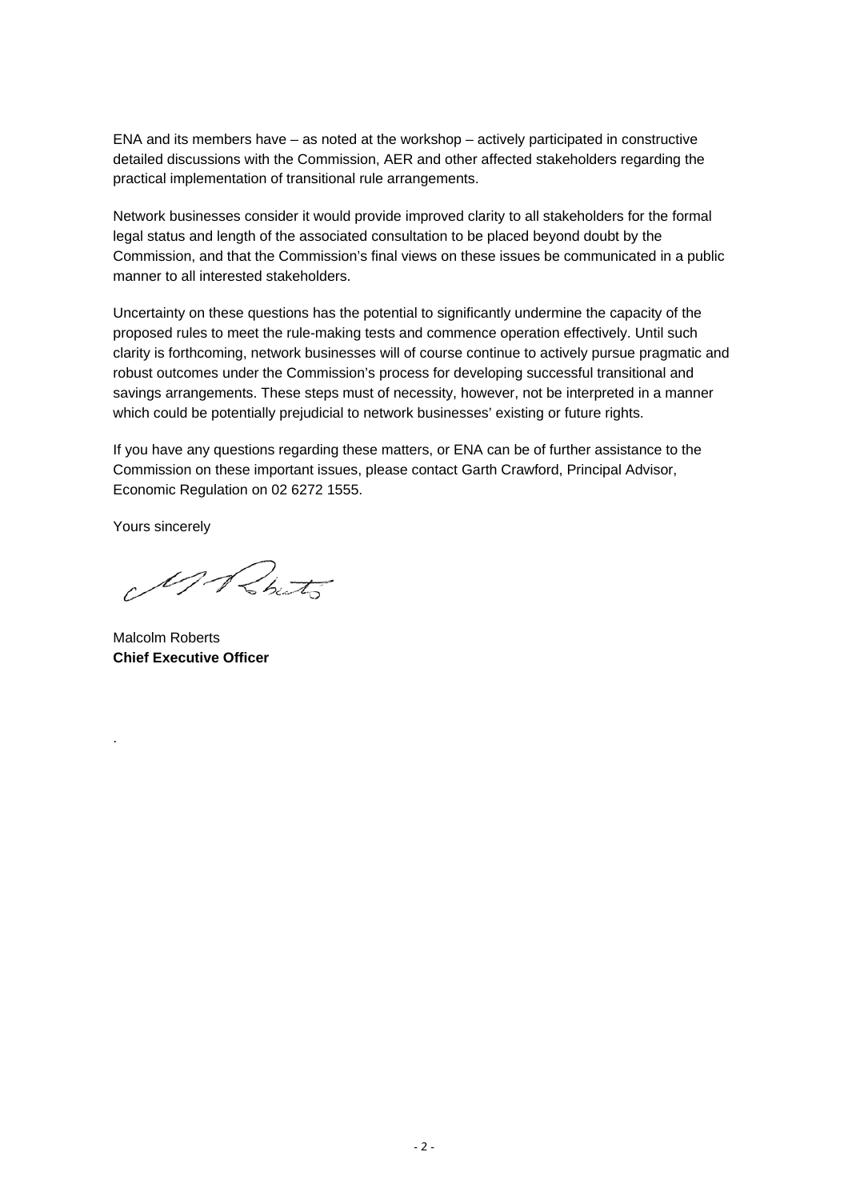ENA and its members have – as noted at the workshop – actively participated in constructive detailed discussions with the Commission, AER and other affected stakeholders regarding the practical implementation of transitional rule arrangements.

Network businesses consider it would provide improved clarity to all stakeholders for the formal legal status and length of the associated consultation to be placed beyond doubt by the Commission, and that the Commission's final views on these issues be communicated in a public manner to all interested stakeholders.

Uncertainty on these questions has the potential to significantly undermine the capacity of the proposed rules to meet the rule-making tests and commence operation effectively. Until such clarity is forthcoming, network businesses will of course continue to actively pursue pragmatic and robust outcomes under the Commission's process for developing successful transitional and savings arrangements. These steps must of necessity, however, not be interpreted in a manner which could be potentially prejudicial to network businesses' existing or future rights.

If you have any questions regarding these matters, or ENA can be of further assistance to the Commission on these important issues, please contact Garth Crawford, Principal Advisor, Economic Regulation on 02 6272 1555.

Yours sincerely

Malcolm Roberts
**Chief Executive Officer**

.